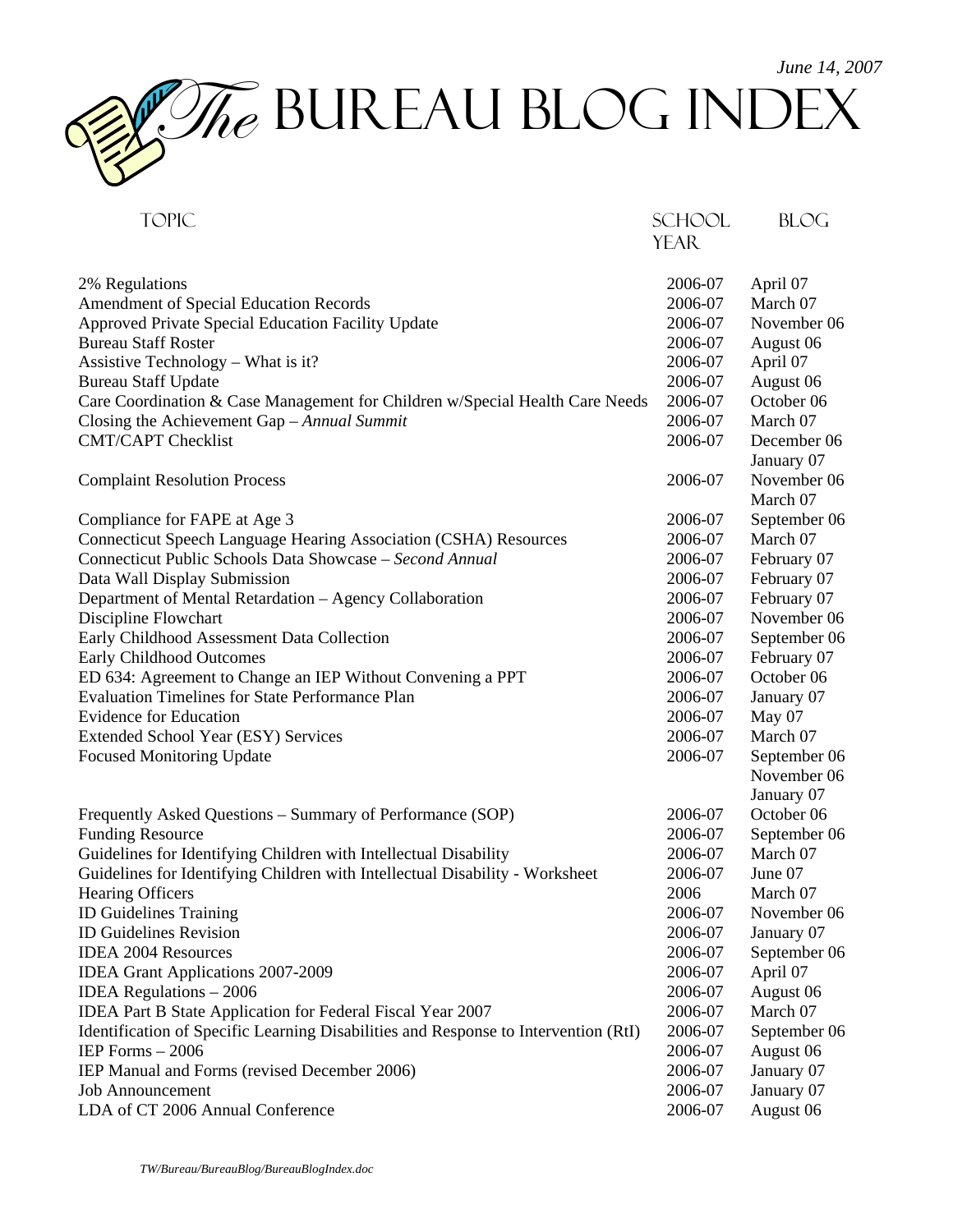June 14, 2007

# The Bureau Blog Index

| Topic | School Year | Blog |
|---|---|---|
| 2% Regulations | 2006-07 | April 07 |
| Amendment of Special Education Records | 2006-07 | March 07 |
| Approved Private Special Education Facility Update | 2006-07 | November 06 |
| Bureau Staff Roster | 2006-07 | August 06 |
| Assistive Technology – What is it? | 2006-07 | April 07 |
| Bureau Staff Update | 2006-07 | August 06 |
| Care Coordination & Case Management for Children w/Special Health Care Needs | 2006-07 | October 06 |
| Closing the Achievement Gap – *Annual Summit* | 2006-07 | March 07 |
| CMT/CAPT Checklist | 2006-07 | December 06<br>January 07 |
| Complaint Resolution Process | 2006-07 | November 06<br>March 07 |
| Compliance for FAPE at Age 3 | 2006-07 | September 06 |
| Connecticut Speech Language Hearing Association (CSHA) Resources | 2006-07 | March 07 |
| Connecticut Public Schools Data Showcase – *Second Annual* | 2006-07 | February 07 |
| Data Wall Display Submission | 2006-07 | February 07 |
| Department of Mental Retardation – Agency Collaboration | 2006-07 | February 07 |
| Discipline Flowchart | 2006-07 | November 06 |
| Early Childhood Assessment Data Collection | 2006-07 | September 06 |
| Early Childhood Outcomes | 2006-07 | February 07 |
| ED 634: Agreement to Change an IEP Without Convening a PPT | 2006-07 | October 06 |
| Evaluation Timelines for State Performance Plan | 2006-07 | January 07 |
| Evidence for Education | 2006-07 | May 07 |
| Extended School Year (ESY) Services | 2006-07 | March 07 |
| Focused Monitoring Update | 2006-07 | September 06<br>November 06<br>January 07 |
| Frequently Asked Questions – Summary of Performance (SOP) | 2006-07 | October 06 |
| Funding Resource | 2006-07 | September 06 |
| Guidelines for Identifying Children with Intellectual Disability | 2006-07 | March 07 |
| Guidelines for Identifying Children with Intellectual Disability - Worksheet | 2006-07 | June 07 |
| Hearing Officers | 2006 | March 07 |
| ID Guidelines Training | 2006-07 | November 06 |
| ID Guidelines Revision | 2006-07 | January 07 |
| IDEA 2004 Resources | 2006-07 | September 06 |
| IDEA Grant Applications 2007-2009 | 2006-07 | April 07 |
| IDEA Regulations – 2006 | 2006-07 | August 06 |
| IDEA Part B State Application for Federal Fiscal Year 2007 | 2006-07 | March 07 |
| Identification of Specific Learning Disabilities and Response to Intervention (RtI) | 2006-07 | September 06 |
| IEP Forms – 2006 | 2006-07 | August 06 |
| IEP Manual and Forms (revised December 2006) | 2006-07 | January 07 |
| Job Announcement | 2006-07 | January 07 |
| LDA of CT 2006 Annual Conference | 2006-07 | August 06 |

*TW/Bureau/BureauBlog/BureauBlogIndex.doc*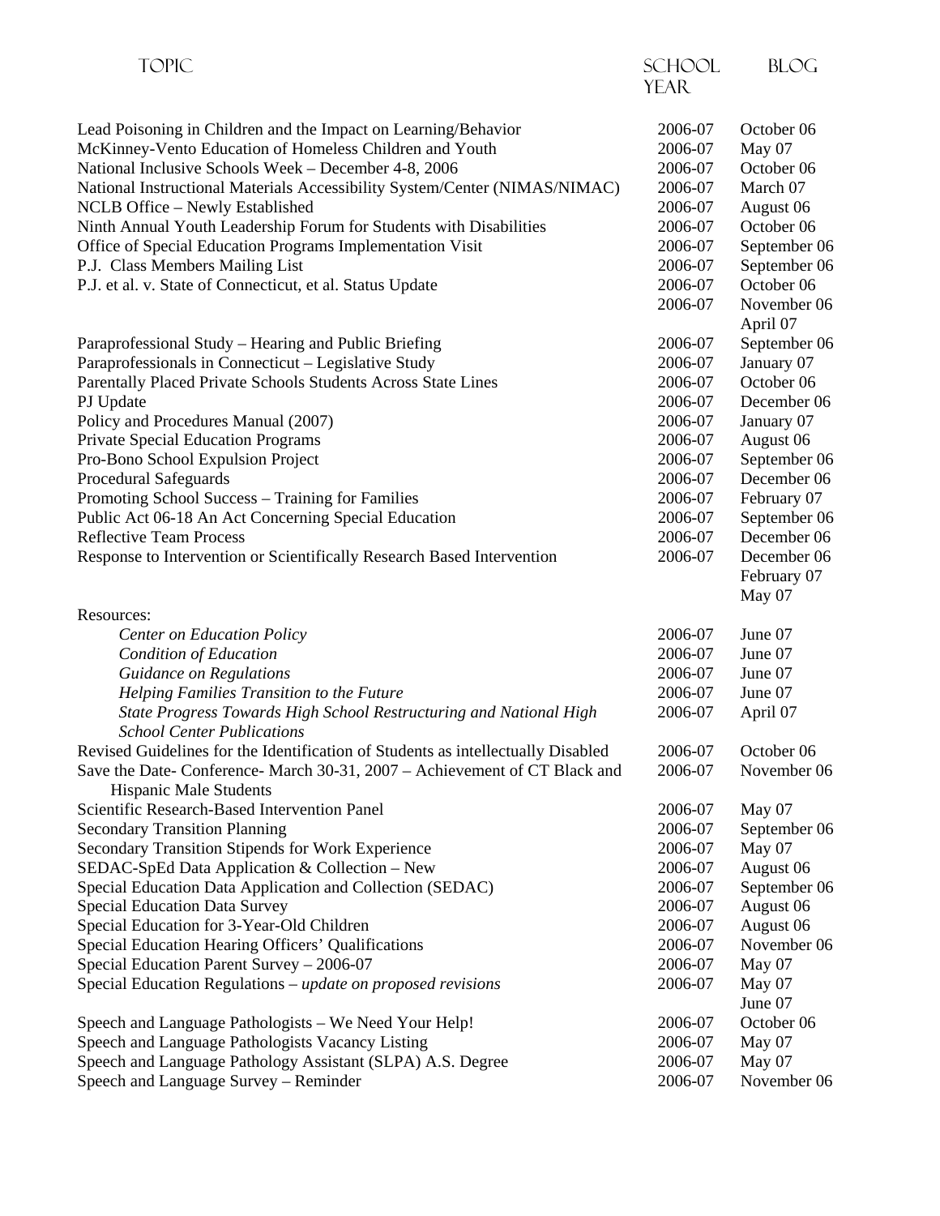| Topic | School Year | Blog |
|---|---|---|
| Lead Poisoning in Children and the Impact on Learning/Behavior | 2006-07 | October 06 |
| McKinney-Vento Education of Homeless Children and Youth | 2006-07 | May 07 |
| National Inclusive Schools Week – December 4-8, 2006 | 2006-07 | October 06 |
| National Instructional Materials Accessibility System/Center (NIMAS/NIMAC) | 2006-07 | March 07 |
| NCLB Office – Newly Established | 2006-07 | August 06 |
| Ninth Annual Youth Leadership Forum for Students with Disabilities | 2006-07 | October 06 |
| Office of Special Education Programs Implementation Visit | 2006-07 | September 06 |
| P.J. Class Members Mailing List | 2006-07 | September 06 |
| P.J. et al. v. State of Connecticut, et al. Status Update | 2006-07 | October 06 |
| | 2006-07 | November 06<br>April 07 |
| Paraprofessional Study – Hearing and Public Briefing | 2006-07 | September 06 |
| Paraprofessionals in Connecticut – Legislative Study | 2006-07 | January 07 |
| Parentally Placed Private Schools Students Across State Lines | 2006-07 | October 06 |
| PJ Update | 2006-07 | December 06 |
| Policy and Procedures Manual (2007) | 2006-07 | January 07 |
| Private Special Education Programs | 2006-07 | August 06 |
| Pro-Bono School Expulsion Project | 2006-07 | September 06 |
| Procedural Safeguards | 2006-07 | December 06 |
| Promoting School Success – Training for Families | 2006-07 | February 07 |
| Public Act 06-18 An Act Concerning Special Education | 2006-07 | September 06 |
| Reflective Team Process | 2006-07 | December 06 |
| Response to Intervention or Scientifically Research Based Intervention | 2006-07 | December 06<br>February 07<br>May 07 |
| Resources: | | |
| *Center on Education Policy* | 2006-07 | June 07 |
| *Condition of Education* | 2006-07 | June 07 |
| *Guidance on Regulations* | 2006-07 | June 07 |
| *Helping Families Transition to the Future* | 2006-07 | June 07 |
| *State Progress Towards High School Restructuring and National High School Center Publications* | 2006-07 | April 07 |
| Revised Guidelines for the Identification of Students as intellectually Disabled | 2006-07 | October 06 |
| Save the Date- Conference- March 30-31, 2007 – Achievement of CT Black and Hispanic Male Students | 2006-07 | November 06 |
| Scientific Research-Based Intervention Panel | 2006-07 | May 07 |
| Secondary Transition Planning | 2006-07 | September 06 |
| Secondary Transition Stipends for Work Experience | 2006-07 | May 07 |
| SEDAC-SpEd Data Application & Collection – New | 2006-07 | August 06 |
| Special Education Data Application and Collection (SEDAC) | 2006-07 | September 06 |
| Special Education Data Survey | 2006-07 | August 06 |
| Special Education for 3-Year-Old Children | 2006-07 | August 06 |
| Special Education Hearing Officers' Qualifications | 2006-07 | November 06 |
| Special Education Parent Survey – 2006-07 | 2006-07 | May 07 |
| Special Education Regulations – *update on proposed revisions* | 2006-07 | May 07<br>June 07 |
| Speech and Language Pathologists – We Need Your Help! | 2006-07 | October 06 |
| Speech and Language Pathologists Vacancy Listing | 2006-07 | May 07 |
| Speech and Language Pathology Assistant (SLPA) A.S. Degree | 2006-07 | May 07 |
| Speech and Language Survey – Reminder | 2006-07 | November 06 |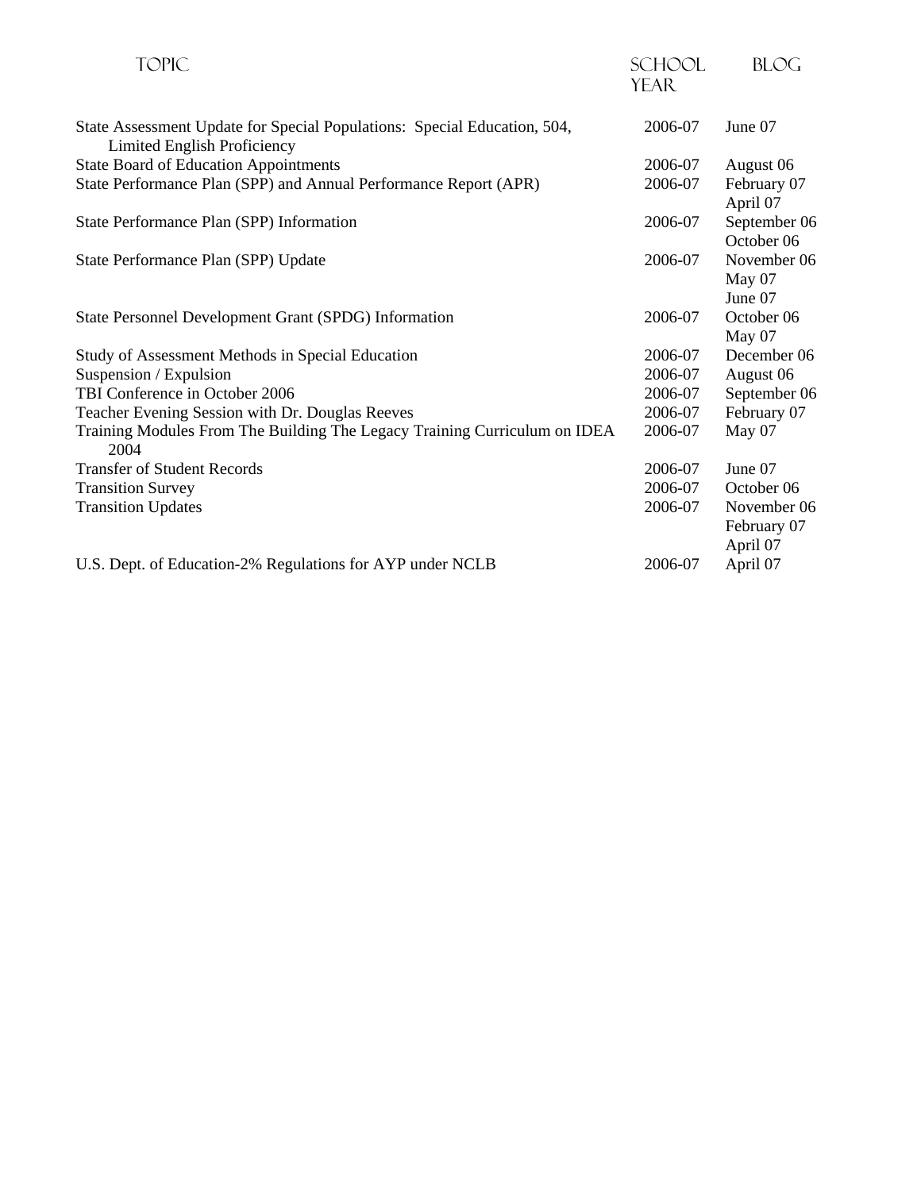| Topic | School Year | Blog |
| --- | --- | --- |
| State Assessment Update for Special Populations: Special Education, 504, Limited English Proficiency | 2006-07 | June 07 |
| State Board of Education Appointments | 2006-07 | August 06 |
| State Performance Plan (SPP) and Annual Performance Report (APR) | 2006-07 | February 07<br>April 07 |
| State Performance Plan (SPP) Information | 2006-07 | September 06<br>October 06 |
| State Performance Plan (SPP) Update | 2006-07 | November 06<br>May 07<br>June 07 |
| State Personnel Development Grant (SPDG) Information | 2006-07 | October 06<br>May 07 |
| Study of Assessment Methods in Special Education | 2006-07 | December 06 |
| Suspension / Expulsion | 2006-07 | August 06 |
| TBI Conference in October 2006 | 2006-07 | September 06 |
| Teacher Evening Session with Dr. Douglas Reeves | 2006-07 | February 07 |
| Training Modules From The Building The Legacy Training Curriculum on IDEA 2004 | 2006-07 | May 07 |
| Transfer of Student Records | 2006-07 | June 07 |
| Transition Survey | 2006-07 | October 06 |
| Transition Updates | 2006-07 | November 06<br>February 07<br>April 07 |
| U.S. Dept. of Education-2% Regulations for AYP under NCLB | 2006-07 | April 07 |